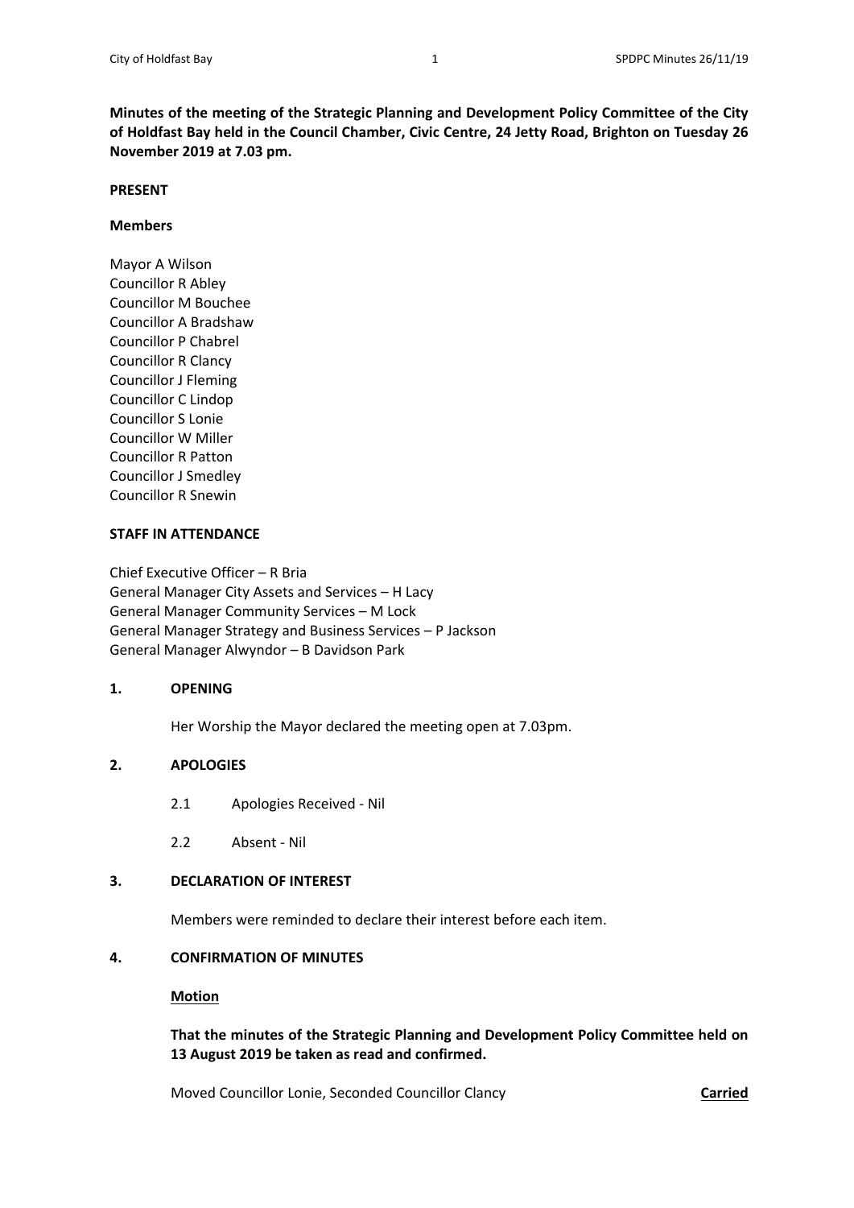**Minutes of the meeting of the Strategic Planning and Development Policy Committee of the City of Holdfast Bay held in the Council Chamber, Civic Centre, 24 Jetty Road, Brighton on Tuesday 26 November 2019 at 7.03 pm.**

**PRESENT**

**Members**

Mayor A Wilson
Councillor R Abley
Councillor M Bouchee
Councillor A Bradshaw
Councillor P Chabrel
Councillor R Clancy
Councillor J Fleming
Councillor C Lindop
Councillor S Lonie
Councillor W Miller
Councillor R Patton
Councillor J Smedley
Councillor R Snewin

**STAFF IN ATTENDANCE**

Chief Executive Officer – R Bria
General Manager City Assets and Services – H Lacy
General Manager Community Services – M Lock
General Manager Strategy and Business Services – P Jackson
General Manager Alwyndor – B Davidson Park

**1. OPENING**

Her Worship the Mayor declared the meeting open at 7.03pm.

**2. APOLOGIES**

2.1 Apologies Received - Nil

2.2 Absent - Nil

**3. DECLARATION OF INTEREST**

Members were reminded to declare their interest before each item.

**4. CONFIRMATION OF MINUTES**

**Motion**

**That the minutes of the Strategic Planning and Development Policy Committee held on 13 August 2019 be taken as read and confirmed.**

Moved Councillor Lonie, Seconded Councillor Clancy **Carried**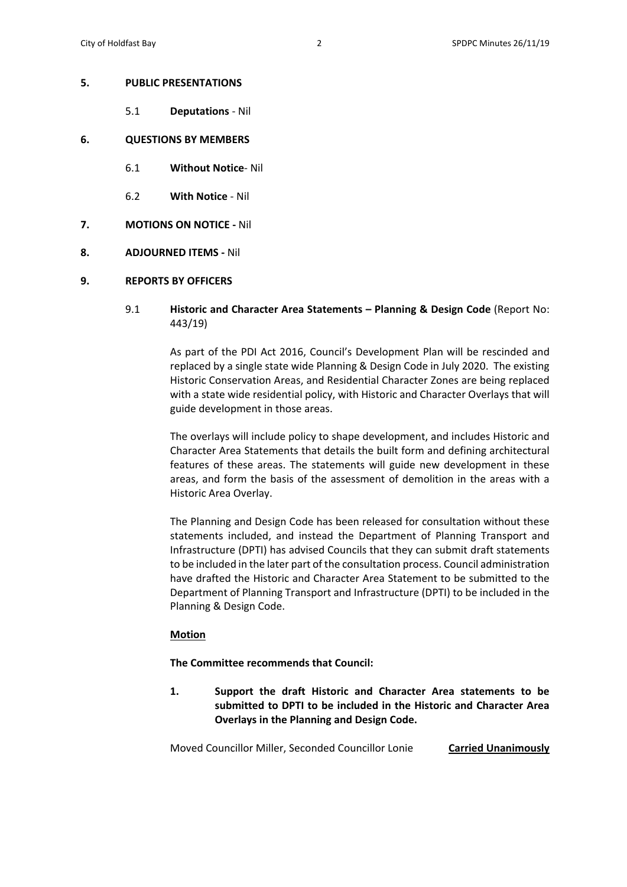## 5. PUBLIC PRESENTATIONS

5.1 **Deputations** - Nil

## 6. QUESTIONS BY MEMBERS

6.1 **Without Notice**- Nil

6.2 **With Notice** - Nil

## 7. MOTIONS ON NOTICE - Nil

## 8. ADJOURNED ITEMS - Nil

## 9. REPORTS BY OFFICERS

### 9.1 **Historic and Character Area Statements – Planning & Design Code** (Report No: 443/19)

As part of the PDI Act 2016, Council's Development Plan will be rescinded and replaced by a single state wide Planning & Design Code in July 2020. The existing Historic Conservation Areas, and Residential Character Zones are being replaced with a state wide residential policy, with Historic and Character Overlays that will guide development in those areas.

The overlays will include policy to shape development, and includes Historic and Character Area Statements that details the built form and defining architectural features of these areas. The statements will guide new development in these areas, and form the basis of the assessment of demolition in the areas with a Historic Area Overlay.

The Planning and Design Code has been released for consultation without these statements included, and instead the Department of Planning Transport and Infrastructure (DPTI) has advised Councils that they can submit draft statements to be included in the later part of the consultation process. Council administration have drafted the Historic and Character Area Statement to be submitted to the Department of Planning Transport and Infrastructure (DPTI) to be included in the Planning & Design Code.

**Motion**

**The Committee recommends that Council:**

1. **Support the draft Historic and Character Area statements to be submitted to DPTI to be included in the Historic and Character Area Overlays in the Planning and Design Code.**

Moved Councillor Miller, Seconded Councillor Lonie **Carried Unanimously**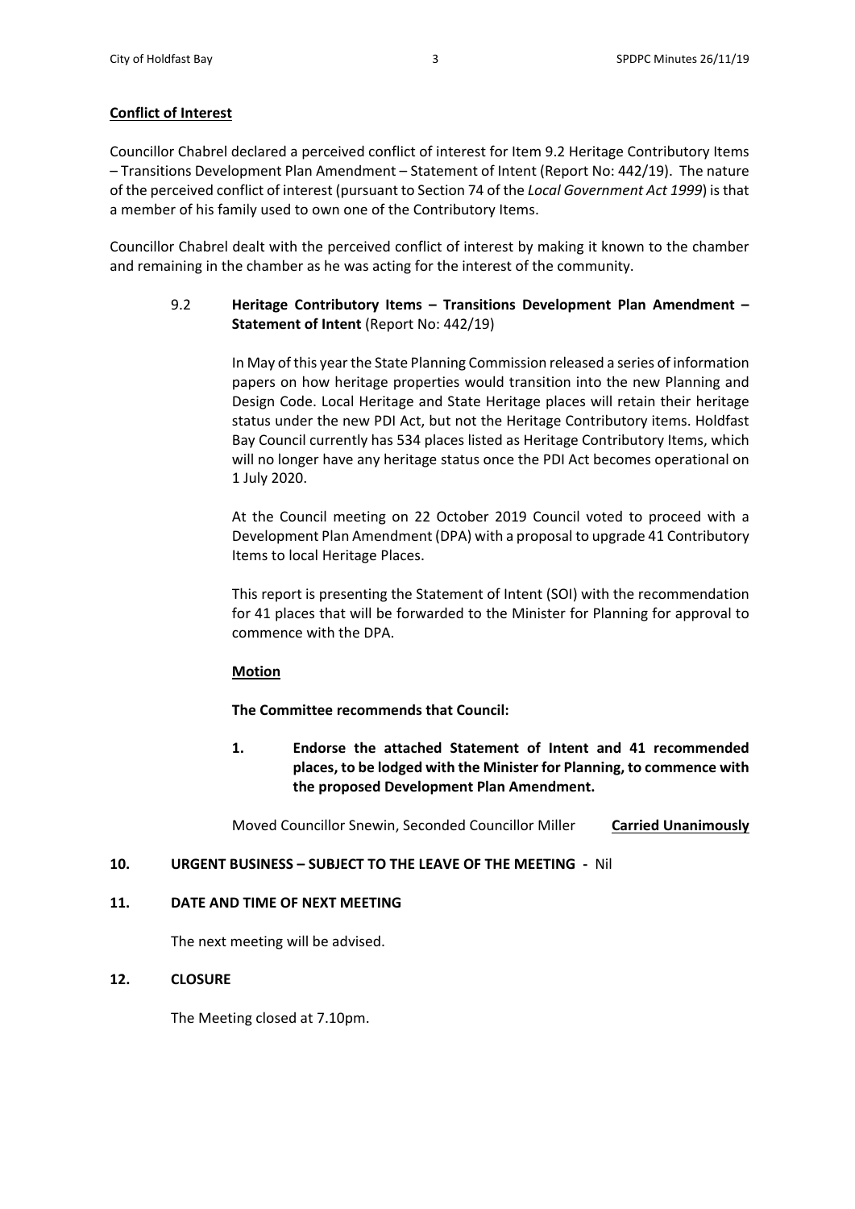**Conflict of Interest**

Councillor Chabrel declared a perceived conflict of interest for Item 9.2 Heritage Contributory Items – Transitions Development Plan Amendment – Statement of Intent (Report No: 442/19). The nature of the perceived conflict of interest (pursuant to Section 74 of the *Local Government Act 1999*) is that a member of his family used to own one of the Contributory Items.

Councillor Chabrel dealt with the perceived conflict of interest by making it known to the chamber and remaining in the chamber as he was acting for the interest of the community.

9.2 **Heritage Contributory Items – Transitions Development Plan Amendment – Statement of Intent** (Report No: 442/19)

In May of this year the State Planning Commission released a series of information papers on how heritage properties would transition into the new Planning and Design Code. Local Heritage and State Heritage places will retain their heritage status under the new PDI Act, but not the Heritage Contributory items. Holdfast Bay Council currently has 534 places listed as Heritage Contributory Items, which will no longer have any heritage status once the PDI Act becomes operational on 1 July 2020.

At the Council meeting on 22 October 2019 Council voted to proceed with a Development Plan Amendment (DPA) with a proposal to upgrade 41 Contributory Items to local Heritage Places.

This report is presenting the Statement of Intent (SOI) with the recommendation for 41 places that will be forwarded to the Minister for Planning for approval to commence with the DPA.

**Motion**

**The Committee recommends that Council:**

1. **Endorse the attached Statement of Intent and 41 recommended places, to be lodged with the Minister for Planning, to commence with the proposed Development Plan Amendment.**

Moved Councillor Snewin, Seconded Councillor Miller **Carried Unanimously**

**10. URGENT BUSINESS – SUBJECT TO THE LEAVE OF THE MEETING -** Nil

**11. DATE AND TIME OF NEXT MEETING**

The next meeting will be advised.

**12. CLOSURE**

The Meeting closed at 7.10pm.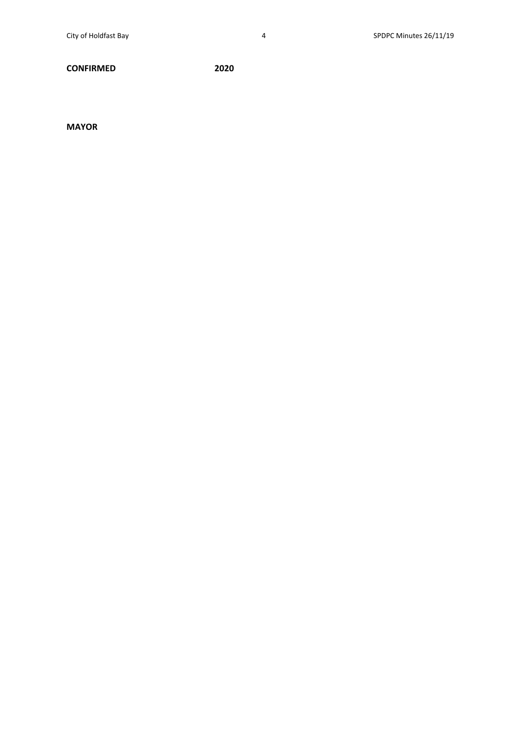**CONFIRMED** **2020**

**MAYOR**